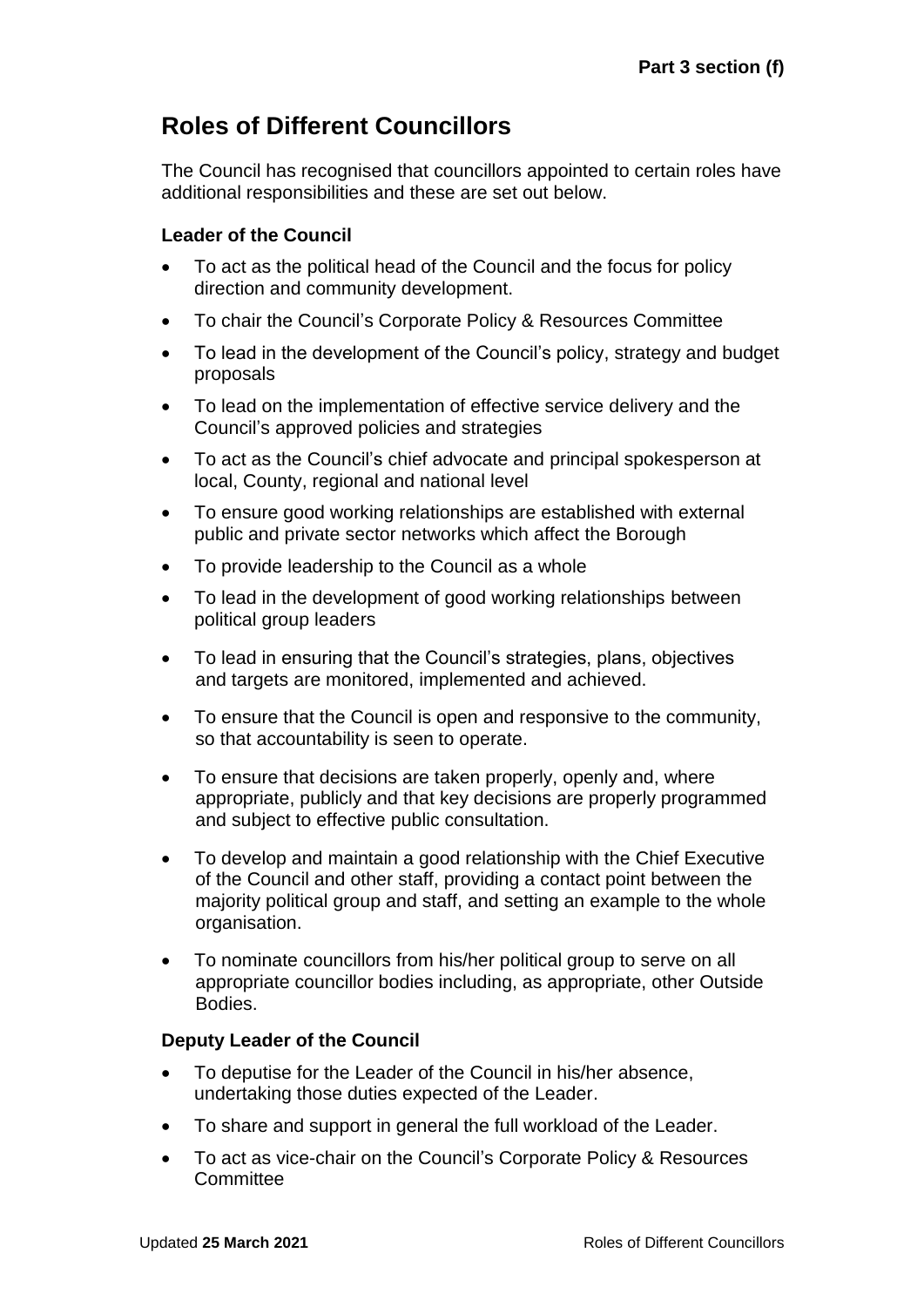**Part 3 section (f)**

# Roles of Different Councillors

The Council has recognised that councillors appointed to certain roles have additional responsibilities and these are set out below.

### Leader of the Council

- To act as the political head of the Council and the focus for policy direction and community development.
- To chair the Council's Corporate Policy & Resources Committee
- To lead in the development of the Council's policy, strategy and budget proposals
- To lead on the implementation of effective service delivery and the Council's approved policies and strategies
- To act as the Council's chief advocate and principal spokesperson at local, County, regional and national level
- To ensure good working relationships are established with external public and private sector networks which affect the Borough
- To provide leadership to the Council as a whole
- To lead in the development of good working relationships between political group leaders
- To lead in ensuring that the Council's strategies, plans, objectives and targets are monitored, implemented and achieved.
- To ensure that the Council is open and responsive to the community, so that accountability is seen to operate.
- To ensure that decisions are taken properly, openly and, where appropriate, publicly and that key decisions are properly programmed and subject to effective public consultation.
- To develop and maintain a good relationship with the Chief Executive of the Council and other staff, providing a contact point between the majority political group and staff, and setting an example to the whole organisation.
- To nominate councillors from his/her political group to serve on all appropriate councillor bodies including, as appropriate, other Outside Bodies.

### Deputy Leader of the Council

- To deputise for the Leader of the Council in his/her absence, undertaking those duties expected of the Leader.
- To share and support in general the full workload of the Leader.
- To act as vice-chair on the Council's Corporate Policy & Resources Committee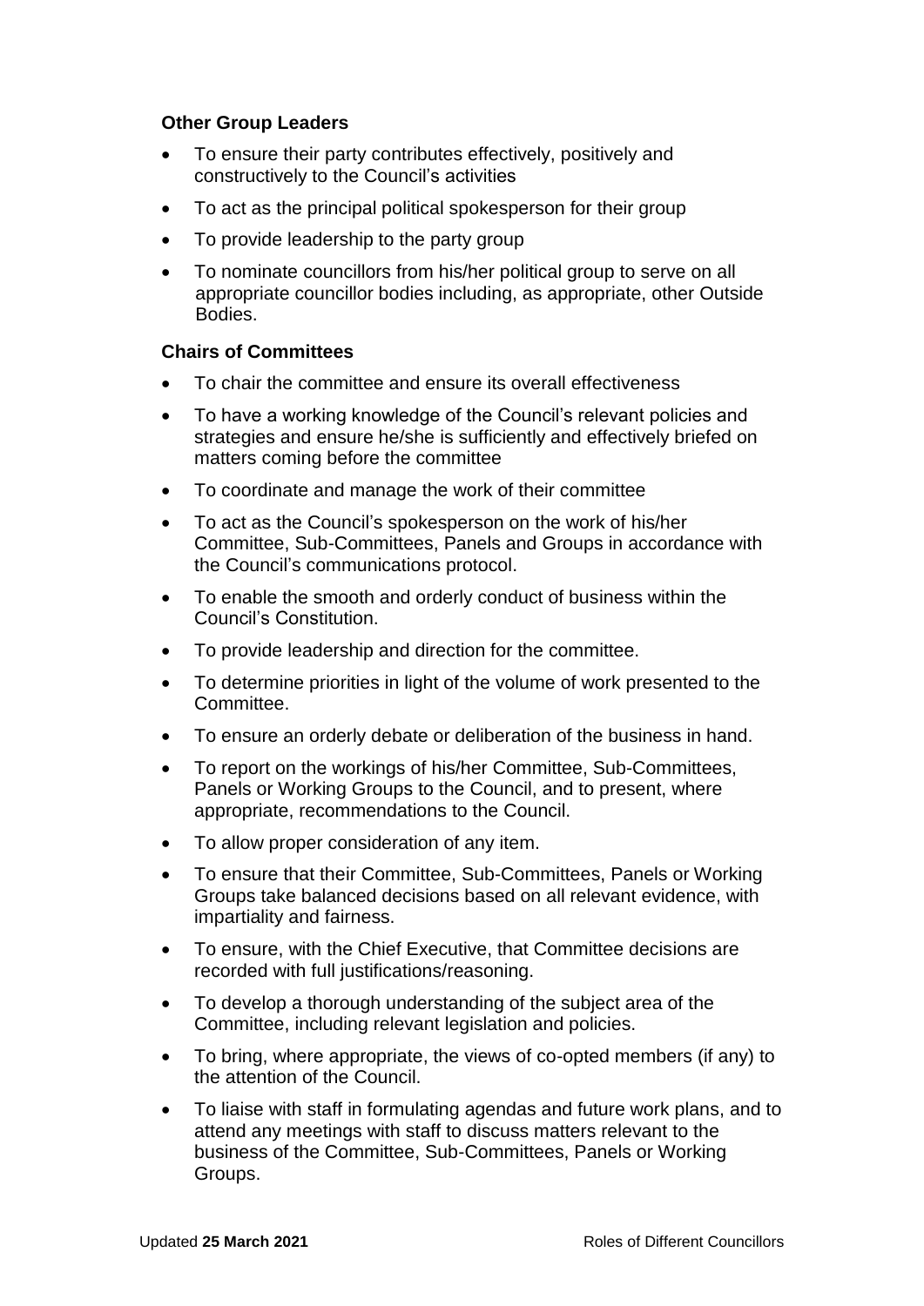### Other Group Leaders

- To ensure their party contributes effectively, positively and constructively to the Council's activities
- To act as the principal political spokesperson for their group
- To provide leadership to the party group
- To nominate councillors from his/her political group to serve on all appropriate councillor bodies including, as appropriate, other Outside Bodies.

### Chairs of Committees

- To chair the committee and ensure its overall effectiveness
- To have a working knowledge of the Council's relevant policies and strategies and ensure he/she is sufficiently and effectively briefed on matters coming before the committee
- To coordinate and manage the work of their committee
- To act as the Council's spokesperson on the work of his/her Committee, Sub-Committees, Panels and Groups in accordance with the Council's communications protocol.
- To enable the smooth and orderly conduct of business within the Council's Constitution.
- To provide leadership and direction for the committee.
- To determine priorities in light of the volume of work presented to the Committee.
- To ensure an orderly debate or deliberation of the business in hand.
- To report on the workings of his/her Committee, Sub-Committees, Panels or Working Groups to the Council, and to present, where appropriate, recommendations to the Council.
- To allow proper consideration of any item.
- To ensure that their Committee, Sub-Committees, Panels or Working Groups take balanced decisions based on all relevant evidence, with impartiality and fairness.
- To ensure, with the Chief Executive, that Committee decisions are recorded with full justifications/reasoning.
- To develop a thorough understanding of the subject area of the Committee, including relevant legislation and policies.
- To bring, where appropriate, the views of co-opted members (if any) to the attention of the Council.
- To liaise with staff in formulating agendas and future work plans, and to attend any meetings with staff to discuss matters relevant to the business of the Committee, Sub-Committees, Panels or Working Groups.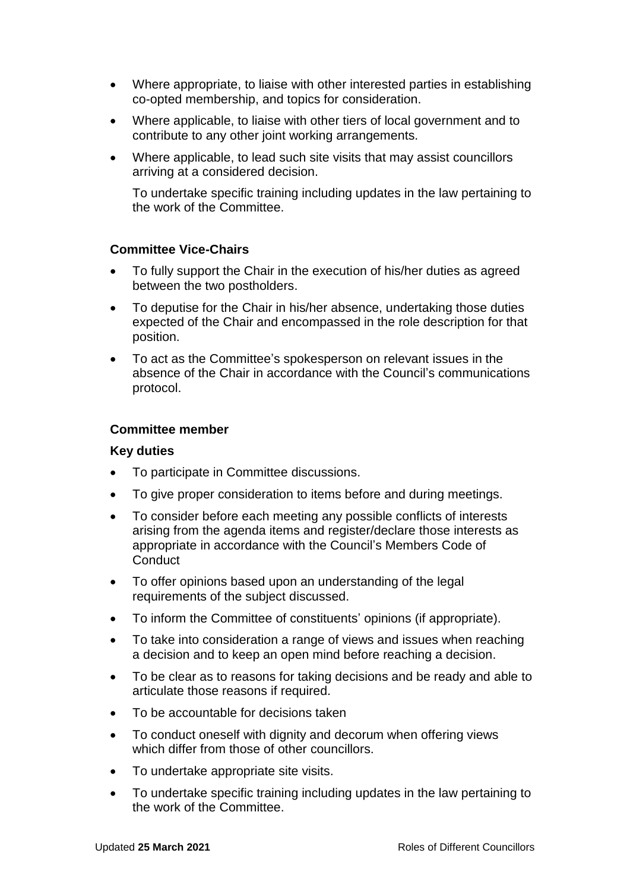- Where appropriate, to liaise with other interested parties in establishing co-opted membership, and topics for consideration.
- Where applicable, to liaise with other tiers of local government and to contribute to any other joint working arrangements.
- Where applicable, to lead such site visits that may assist councillors arriving at a considered decision.

  To undertake specific training including updates in the law pertaining to the work of the Committee.

**Committee Vice-Chairs**

- To fully support the Chair in the execution of his/her duties as agreed between the two postholders.
- To deputise for the Chair in his/her absence, undertaking those duties expected of the Chair and encompassed in the role description for that position.
- To act as the Committee's spokesperson on relevant issues in the absence of the Chair in accordance with the Council's communications protocol.

**Committee member**

**Key duties**

- To participate in Committee discussions.
- To give proper consideration to items before and during meetings.
- To consider before each meeting any possible conflicts of interests arising from the agenda items and register/declare those interests as appropriate in accordance with the Council's Members Code of Conduct
- To offer opinions based upon an understanding of the legal requirements of the subject discussed.
- To inform the Committee of constituents' opinions (if appropriate).
- To take into consideration a range of views and issues when reaching a decision and to keep an open mind before reaching a decision.
- To be clear as to reasons for taking decisions and be ready and able to articulate those reasons if required.
- To be accountable for decisions taken
- To conduct oneself with dignity and decorum when offering views which differ from those of other councillors.
- To undertake appropriate site visits.
- To undertake specific training including updates in the law pertaining to the work of the Committee.